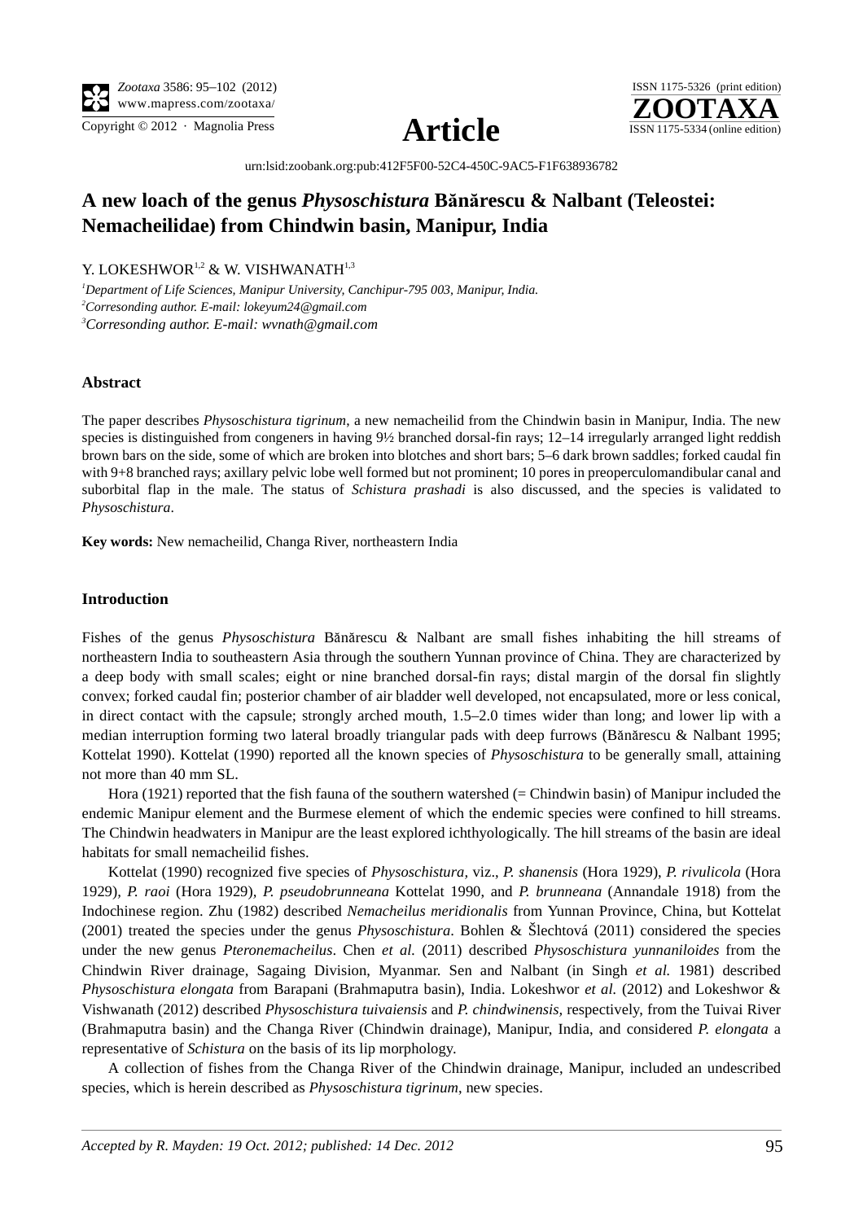urn:lsid:zoobank.org:pub:412F5F00-52C4-450C-9AC5-F1F638936782

# A new loach of the genus *Physoschistura* Bănărescu & Nalbant (Teleostei: Nemacheilidae) from Chindwin basin, Manipur, India

Y. LOKESHWOR[1,2] & W. VISHWANATH[1,3]

[1]*Department of Life Sciences, Manipur University, Canchipur-795 003, Manipur, India.*
[2]*Corresonding author. E-mail: lokeyum24@gmail.com*
[3]*Corresonding author. E-mail: wvnath@gmail.com*

## Abstract

The paper describes *Physoschistura tigrinum*, a new nemacheilid from the Chindwin basin in Manipur, India. The new species is distinguished from congeners in having 9½ branched dorsal-fin rays; 12–14 irregularly arranged light reddish brown bars on the side, some of which are broken into blotches and short bars; 5–6 dark brown saddles; forked caudal fin with 9+8 branched rays; axillary pelvic lobe well formed but not prominent; 10 pores in preoperculomandibular canal and suborbital flap in the male. The status of *Schistura prashadi* is also discussed, and the species is validated to *Physoschistura*.

**Key words:** New nemacheilid, Changa River, northeastern India

## Introduction

Fishes of the genus *Physoschistura* Bănărescu & Nalbant are small fishes inhabiting the hill streams of northeastern India to southeastern Asia through the southern Yunnan province of China. They are characterized by a deep body with small scales; eight or nine branched dorsal-fin rays; distal margin of the dorsal fin slightly convex; forked caudal fin; posterior chamber of air bladder well developed, not encapsulated, more or less conical, in direct contact with the capsule; strongly arched mouth, 1.5–2.0 times wider than long; and lower lip with a median interruption forming two lateral broadly triangular pads with deep furrows (Bănărescu & Nalbant 1995; Kottelat 1990). Kottelat (1990) reported all the known species of *Physoschistura* to be generally small, attaining not more than 40 mm SL.

Hora (1921) reported that the fish fauna of the southern watershed (= Chindwin basin) of Manipur included the endemic Manipur element and the Burmese element of which the endemic species were confined to hill streams. The Chindwin headwaters in Manipur are the least explored ichthyologically. The hill streams of the basin are ideal habitats for small nemacheilid fishes.

Kottelat (1990) recognized five species of *Physoschistura*, viz., *P. shanensis* (Hora 1929), *P. rivulicola* (Hora 1929), *P. raoi* (Hora 1929), *P. pseudobrunneana* Kottelat 1990, and *P. brunneana* (Annandale 1918) from the Indochinese region. Zhu (1982) described *Nemacheilus meridionalis* from Yunnan Province, China, but Kottelat (2001) treated the species under the genus *Physoschistura*. Bohlen & Šlechtová (2011) considered the species under the new genus *Pteronemacheilus*. Chen *et al.* (2011) described *Physoschistura yunnaniloides* from the Chindwin River drainage, Sagaing Division, Myanmar. Sen and Nalbant (in Singh *et al.* 1981) described *Physoschistura elongata* from Barapani (Brahmaputra basin), India. Lokeshwor *et al.* (2012) and Lokeshwor & Vishwanath (2012) described *Physoschistura tuivaiensis* and *P. chindwinensis*, respectively, from the Tuivai River (Brahmaputra basin) and the Changa River (Chindwin drainage), Manipur, India, and considered *P. elongata* a representative of *Schistura* on the basis of its lip morphology.

A collection of fishes from the Changa River of the Chindwin drainage, Manipur, included an undescribed species, which is herein described as *Physoschistura tigrinum*, new species.

*Accepted by R. Mayden: 19 Oct. 2012; published: 14 Dec. 2012*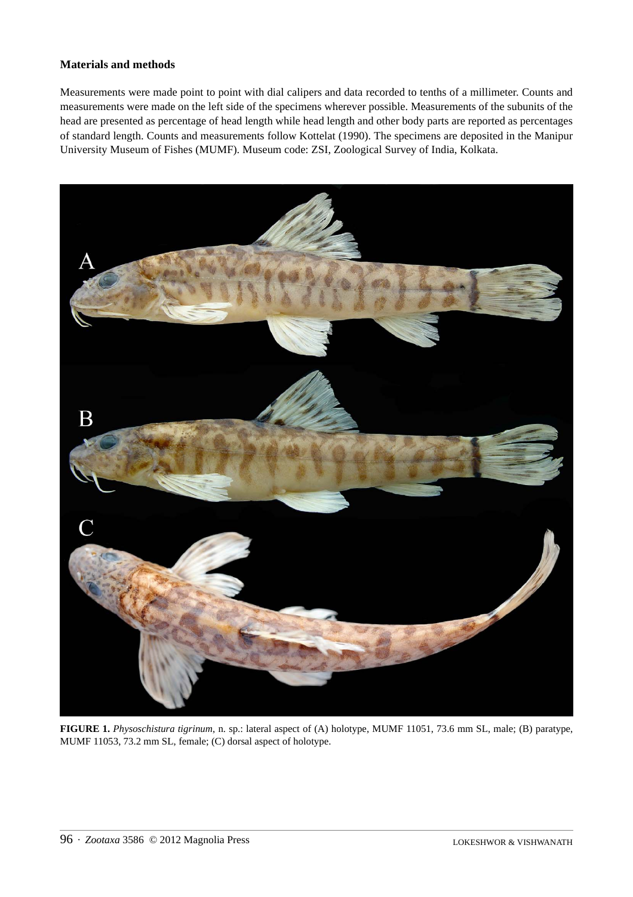## Materials and methods

Measurements were made point to point with dial calipers and data recorded to tenths of a millimeter. Counts and measurements were made on the left side of the specimens wherever possible. Measurements of the subunits of the head are presented as percentage of head length while head length and other body parts are reported as percentages of standard length. Counts and measurements follow Kottelat (1990). The specimens are deposited in the Manipur University Museum of Fishes (MUMF). Museum code: ZSI, Zoological Survey of India, Kolkata.

**FIGURE 1.** *Physoschistura tigrinum*, n. sp.: lateral aspect of (A) holotype, MUMF 11051, 73.6 mm SL, male; (B) paratype, MUMF 11053, 73.2 mm SL, female; (C) dorsal aspect of holotype.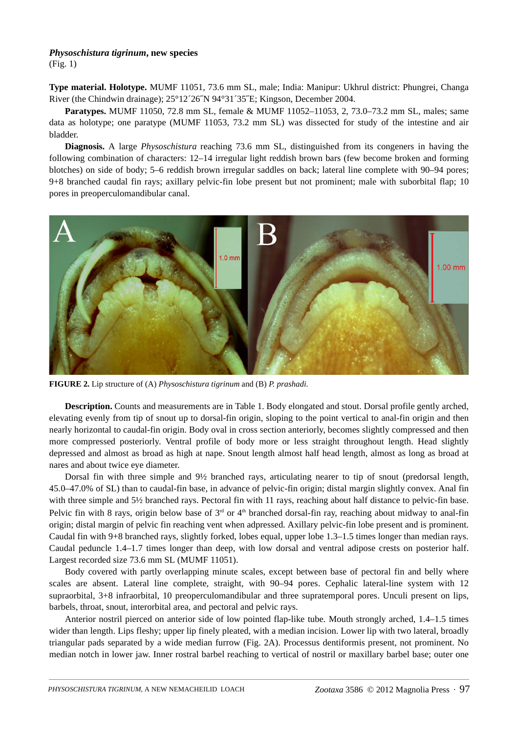### *Physoschistura tigrinum*, new species

(Fig. 1)

**Type material. Holotype.** MUMF 11051, 73.6 mm SL, male; India: Manipur: Ukhrul district: Phungrei, Changa River (the Chindwin drainage); 25°12´26˝N 94°31´35˝E; Kingson, December 2004.

**Paratypes.** MUMF 11050, 72.8 mm SL, female & MUMF 11052–11053, 2, 73.0–73.2 mm SL, males; same data as holotype; one paratype (MUMF 11053, 73.2 mm SL) was dissected for study of the intestine and air bladder.

**Diagnosis.** A large *Physoschistura* reaching 73.6 mm SL, distinguished from its congeners in having the following combination of characters: 12–14 irregular light reddish brown bars (few become broken and forming blotches) on side of body; 5–6 reddish brown irregular saddles on back; lateral line complete with 90–94 pores; 9+8 branched caudal fin rays; axillary pelvic-fin lobe present but not prominent; male with suborbital flap; 10 pores in preoperculomandibular canal.

**FIGURE 2.** Lip structure of (A) *Physoschistura tigrinum* and (B) *P. prashadi.*

**Description.** Counts and measurements are in Table 1. Body elongated and stout. Dorsal profile gently arched, elevating evenly from tip of snout up to dorsal-fin origin, sloping to the point vertical to anal-fin origin and then nearly horizontal to caudal-fin origin. Body oval in cross section anteriorly, becomes slightly compressed and then more compressed posteriorly. Ventral profile of body more or less straight throughout length. Head slightly depressed and almost as broad as high at nape. Snout length almost half head length, almost as long as broad at nares and about twice eye diameter.

Dorsal fin with three simple and 9½ branched rays, articulating nearer to tip of snout (predorsal length, 45.0–47.0% of SL) than to caudal-fin base, in advance of pelvic-fin origin; distal margin slightly convex. Anal fin with three simple and 5½ branched rays. Pectoral fin with 11 rays, reaching about half distance to pelvic-fin base. Pelvic fin with 8 rays, origin below base of 3rd or 4th branched dorsal-fin ray, reaching about midway to anal-fin origin; distal margin of pelvic fin reaching vent when adpressed. Axillary pelvic-fin lobe present and is prominent. Caudal fin with 9+8 branched rays, slightly forked, lobes equal, upper lobe 1.3–1.5 times longer than median rays. Caudal peduncle 1.4–1.7 times longer than deep, with low dorsal and ventral adipose crests on posterior half. Largest recorded size 73.6 mm SL (MUMF 11051).

Body covered with partly overlapping minute scales, except between base of pectoral fin and belly where scales are absent. Lateral line complete, straight, with 90–94 pores. Cephalic lateral-line system with 12 supraorbital, 3+8 infraorbital, 10 preoperculomandibular and three supratemporal pores. Unculi present on lips, barbels, throat, snout, interorbital area, and pectoral and pelvic rays.

Anterior nostril pierced on anterior side of low pointed flap-like tube. Mouth strongly arched, 1.4–1.5 times wider than length. Lips fleshy; upper lip finely pleated, with a median incision. Lower lip with two lateral, broadly triangular pads separated by a wide median furrow (Fig. 2A). Processus dentiformis present, not prominent. No median notch in lower jaw. Inner rostral barbel reaching to vertical of nostril or maxillary barbel base; outer one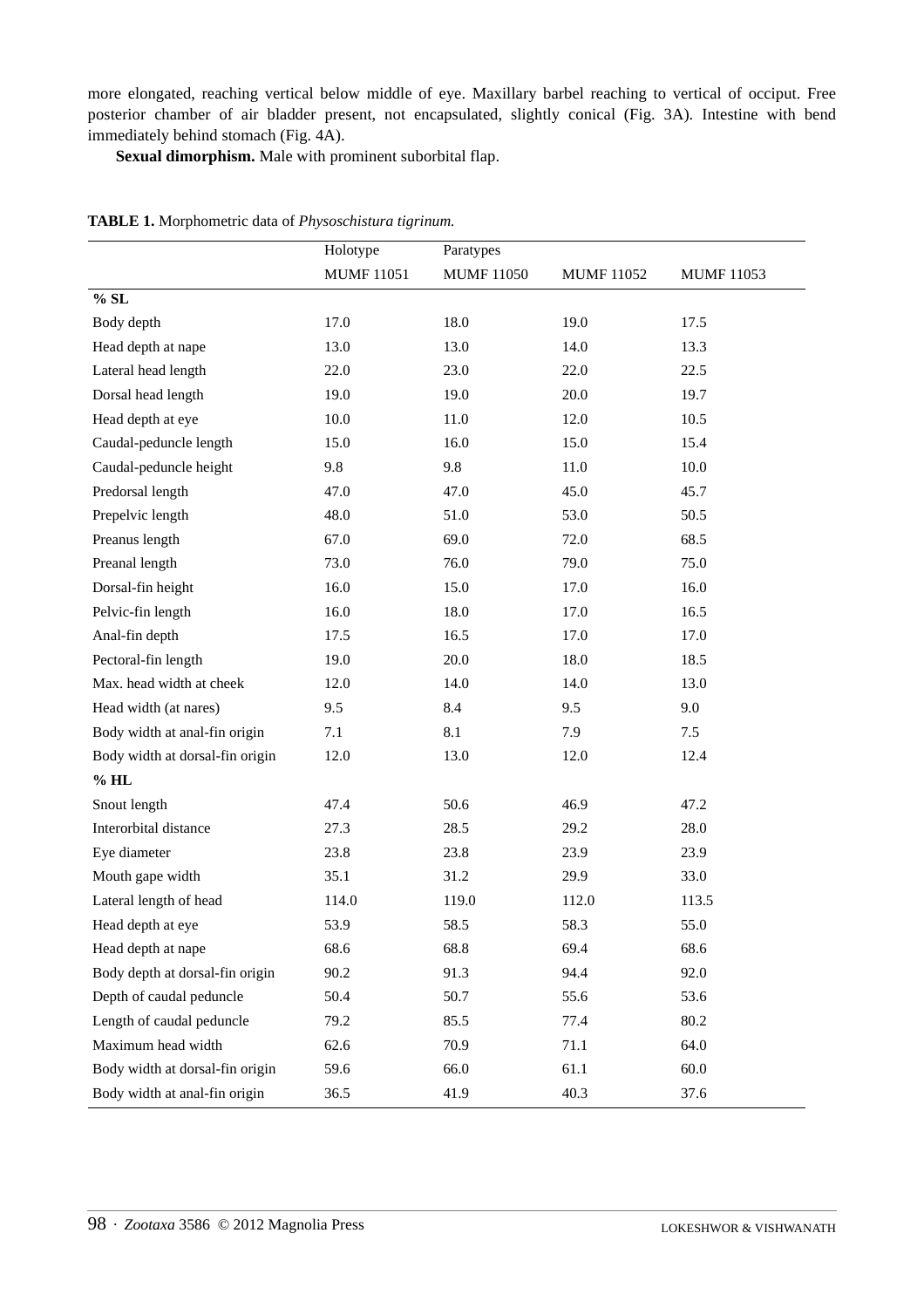more elongated, reaching vertical below middle of eye. Maxillary barbel reaching to vertical of occiput. Free posterior chamber of air bladder present, not encapsulated, slightly conical (Fig. 3A). Intestine with bend immediately behind stomach (Fig. 4A).

**Sexual dimorphism.** Male with prominent suborbital flap.

**TABLE 1.** Morphometric data of *Physoschistura tigrinum.*

| | Holotype | Paratypes | | |
|---|---|---|---|---|
| | MUMF 11051 | MUMF 11050 | MUMF 11052 | MUMF 11053 |
| **% SL** | | | | |
| Body depth | 17.0 | 18.0 | 19.0 | 17.5 |
| Head depth at nape | 13.0 | 13.0 | 14.0 | 13.3 |
| Lateral head length | 22.0 | 23.0 | 22.0 | 22.5 |
| Dorsal head length | 19.0 | 19.0 | 20.0 | 19.7 |
| Head depth at eye | 10.0 | 11.0 | 12.0 | 10.5 |
| Caudal-peduncle length | 15.0 | 16.0 | 15.0 | 15.4 |
| Caudal-peduncle height | 9.8 | 9.8 | 11.0 | 10.0 |
| Predorsal length | 47.0 | 47.0 | 45.0 | 45.7 |
| Prepelvic length | 48.0 | 51.0 | 53.0 | 50.5 |
| Preanus length | 67.0 | 69.0 | 72.0 | 68.5 |
| Preanal length | 73.0 | 76.0 | 79.0 | 75.0 |
| Dorsal-fin height | 16.0 | 15.0 | 17.0 | 16.0 |
| Pelvic-fin length | 16.0 | 18.0 | 17.0 | 16.5 |
| Anal-fin depth | 17.5 | 16.5 | 17.0 | 17.0 |
| Pectoral-fin length | 19.0 | 20.0 | 18.0 | 18.5 |
| Max. head width at cheek | 12.0 | 14.0 | 14.0 | 13.0 |
| Head width (at nares) | 9.5 | 8.4 | 9.5 | 9.0 |
| Body width at anal-fin origin | 7.1 | 8.1 | 7.9 | 7.5 |
| Body width at dorsal-fin origin | 12.0 | 13.0 | 12.0 | 12.4 |
| **% HL** | | | | |
| Snout length | 47.4 | 50.6 | 46.9 | 47.2 |
| Interorbital distance | 27.3 | 28.5 | 29.2 | 28.0 |
| Eye diameter | 23.8 | 23.8 | 23.9 | 23.9 |
| Mouth gape width | 35.1 | 31.2 | 29.9 | 33.0 |
| Lateral length of head | 114.0 | 119.0 | 112.0 | 113.5 |
| Head depth at eye | 53.9 | 58.5 | 58.3 | 55.0 |
| Head depth at nape | 68.6 | 68.8 | 69.4 | 68.6 |
| Body depth at dorsal-fin origin | 90.2 | 91.3 | 94.4 | 92.0 |
| Depth of caudal peduncle | 50.4 | 50.7 | 55.6 | 53.6 |
| Length of caudal peduncle | 79.2 | 85.5 | 77.4 | 80.2 |
| Maximum head width | 62.6 | 70.9 | 71.1 | 64.0 |
| Body width at dorsal-fin origin | 59.6 | 66.0 | 61.1 | 60.0 |
| Body width at anal-fin origin | 36.5 | 41.9 | 40.3 | 37.6 |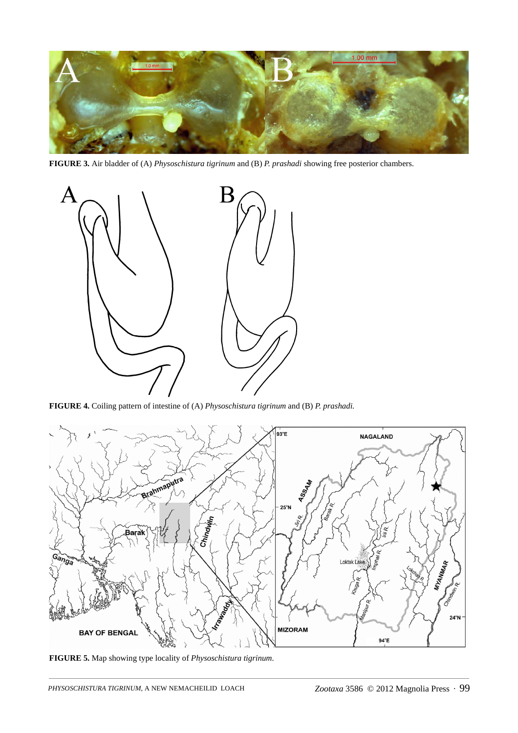**FIGURE 3.** Air bladder of (A) *Physoschistura tigrinum* and (B) *P. prashadi* showing free posterior chambers.

**FIGURE 4.** Coiling pattern of intestine of (A) *Physoschistura tigrinum* and (B) *P. prashadi.*

**FIGURE 5.** Map showing type locality of *Physoschistura tigrinum*.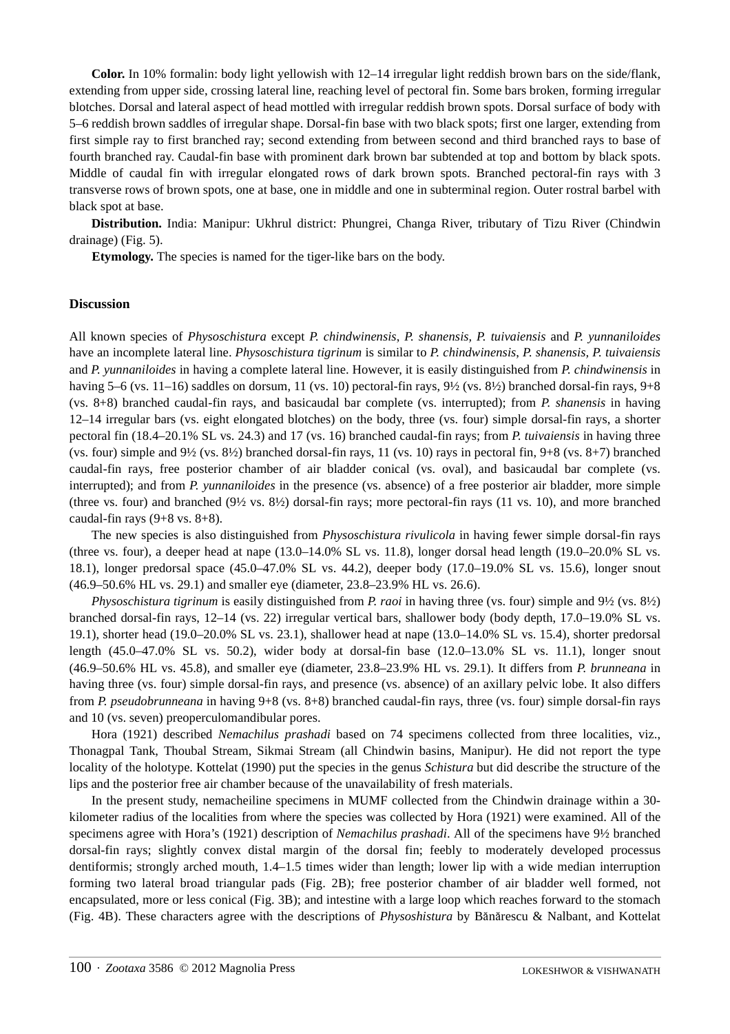**Color.** In 10% formalin: body light yellowish with 12–14 irregular light reddish brown bars on the side/flank, extending from upper side, crossing lateral line, reaching level of pectoral fin. Some bars broken, forming irregular blotches. Dorsal and lateral aspect of head mottled with irregular reddish brown spots. Dorsal surface of body with 5–6 reddish brown saddles of irregular shape. Dorsal-fin base with two black spots; first one larger, extending from first simple ray to first branched ray; second extending from between second and third branched rays to base of fourth branched ray. Caudal-fin base with prominent dark brown bar subtended at top and bottom by black spots. Middle of caudal fin with irregular elongated rows of dark brown spots. Branched pectoral-fin rays with 3 transverse rows of brown spots, one at base, one in middle and one in subterminal region. Outer rostral barbel with black spot at base.

**Distribution.** India: Manipur: Ukhrul district: Phungrei, Changa River, tributary of Tizu River (Chindwin drainage) (Fig. 5).

**Etymology.** The species is named for the tiger-like bars on the body.

## Discussion

All known species of *Physoschistura* except *P. chindwinensis*, *P. shanensis*, *P. tuivaiensis* and *P. yunnaniloides* have an incomplete lateral line. *Physoschistura tigrinum* is similar to *P. chindwinensis*, *P. shanensis*, *P. tuivaiensis* and *P. yunnaniloides* in having a complete lateral line. However, it is easily distinguished from *P. chindwinensis* in having 5–6 (vs. 11–16) saddles on dorsum, 11 (vs. 10) pectoral-fin rays, 9½ (vs. 8½) branched dorsal-fin rays, 9+8 (vs. 8+8) branched caudal-fin rays, and basicaudal bar complete (vs. interrupted); from *P. shanensis* in having 12–14 irregular bars (vs. eight elongated blotches) on the body, three (vs. four) simple dorsal-fin rays, a shorter pectoral fin (18.4–20.1% SL vs. 24.3) and 17 (vs. 16) branched caudal-fin rays; from *P. tuivaiensis* in having three (vs. four) simple and 9½ (vs. 8½) branched dorsal-fin rays, 11 (vs. 10) rays in pectoral fin, 9+8 (vs. 8+7) branched caudal-fin rays, free posterior chamber of air bladder conical (vs. oval), and basicaudal bar complete (vs. interrupted); and from *P. yunnaniloides* in the presence (vs. absence) of a free posterior air bladder, more simple (three vs. four) and branched (9½ vs. 8½) dorsal-fin rays; more pectoral-fin rays (11 vs. 10), and more branched caudal-fin rays (9+8 vs. 8+8).

The new species is also distinguished from *Physoschistura rivulicola* in having fewer simple dorsal-fin rays (three vs. four), a deeper head at nape (13.0–14.0% SL vs. 11.8), longer dorsal head length (19.0–20.0% SL vs. 18.1), longer predorsal space (45.0–47.0% SL vs. 44.2), deeper body (17.0–19.0% SL vs. 15.6), longer snout (46.9–50.6% HL vs. 29.1) and smaller eye (diameter, 23.8–23.9% HL vs. 26.6).

*Physoschistura tigrinum* is easily distinguished from *P. raoi* in having three (vs. four) simple and 9½ (vs. 8½) branched dorsal-fin rays, 12–14 (vs. 22) irregular vertical bars, shallower body (body depth, 17.0–19.0% SL vs. 19.1), shorter head (19.0–20.0% SL vs. 23.1), shallower head at nape (13.0–14.0% SL vs. 15.4), shorter predorsal length (45.0–47.0% SL vs. 50.2), wider body at dorsal-fin base (12.0–13.0% SL vs. 11.1), longer snout (46.9–50.6% HL vs. 45.8), and smaller eye (diameter, 23.8–23.9% HL vs. 29.1). It differs from *P. brunneana* in having three (vs. four) simple dorsal-fin rays, and presence (vs. absence) of an axillary pelvic lobe. It also differs from *P. pseudobrunneana* in having 9+8 (vs. 8+8) branched caudal-fin rays, three (vs. four) simple dorsal-fin rays and 10 (vs. seven) preoperculomandibular pores.

Hora (1921) described *Nemachilus prashadi* based on 74 specimens collected from three localities, viz., Thonagpal Tank, Thoubal Stream, Sikmai Stream (all Chindwin basins, Manipur). He did not report the type locality of the holotype. Kottelat (1990) put the species in the genus *Schistura* but did describe the structure of the lips and the posterior free air chamber because of the unavailability of fresh materials.

In the present study, nemacheiline specimens in MUMF collected from the Chindwin drainage within a 30-kilometer radius of the localities from where the species was collected by Hora (1921) were examined. All of the specimens agree with Hora's (1921) description of *Nemachilus prashadi*. All of the specimens have 9½ branched dorsal-fin rays; slightly convex distal margin of the dorsal fin; feebly to moderately developed processus dentiformis; strongly arched mouth, 1.4–1.5 times wider than length; lower lip with a wide median interruption forming two lateral broad triangular pads (Fig. 2B); free posterior chamber of air bladder well formed, not encapsulated, more or less conical (Fig. 3B); and intestine with a large loop which reaches forward to the stomach (Fig. 4B). These characters agree with the descriptions of *Physoshistura* by Bănărescu & Nalbant, and Kottelat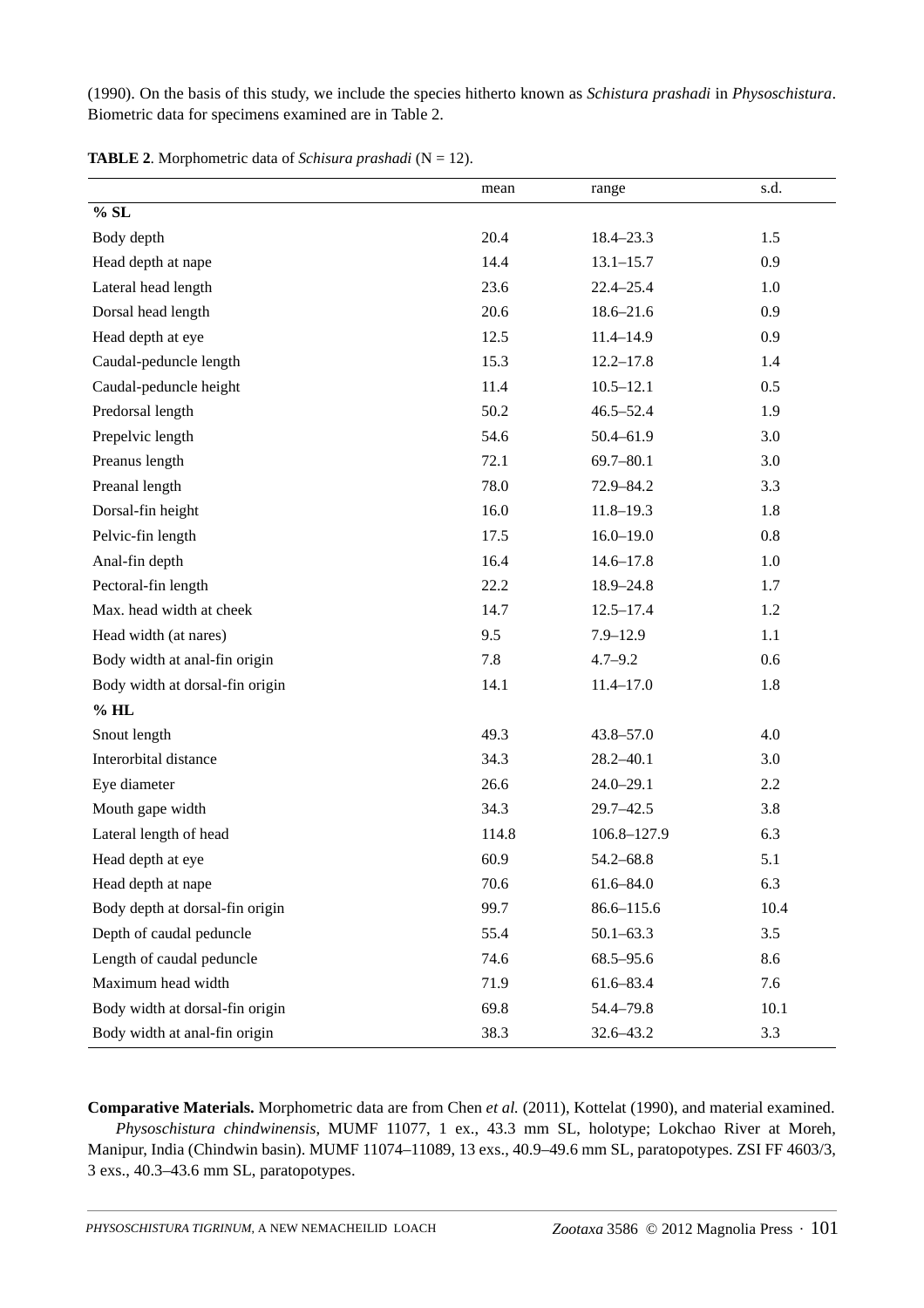(1990). On the basis of this study, we include the species hitherto known as *Schistura prashadi* in *Physoschistura*. Biometric data for specimens examined are in Table 2.

**TABLE 2**. Morphometric data of *Schisura prashadi* (N = 12).

| | mean | range | s.d. |
|---|---|---|---|
| **% SL** | | | |
| Body depth | 20.4 | 18.4–23.3 | 1.5 |
| Head depth at nape | 14.4 | 13.1–15.7 | 0.9 |
| Lateral head length | 23.6 | 22.4–25.4 | 1.0 |
| Dorsal head length | 20.6 | 18.6–21.6 | 0.9 |
| Head depth at eye | 12.5 | 11.4–14.9 | 0.9 |
| Caudal-peduncle length | 15.3 | 12.2–17.8 | 1.4 |
| Caudal-peduncle height | 11.4 | 10.5–12.1 | 0.5 |
| Predorsal length | 50.2 | 46.5–52.4 | 1.9 |
| Prepelvic length | 54.6 | 50.4–61.9 | 3.0 |
| Preanus length | 72.1 | 69.7–80.1 | 3.0 |
| Preanal length | 78.0 | 72.9–84.2 | 3.3 |
| Dorsal-fin height | 16.0 | 11.8–19.3 | 1.8 |
| Pelvic-fin length | 17.5 | 16.0–19.0 | 0.8 |
| Anal-fin depth | 16.4 | 14.6–17.8 | 1.0 |
| Pectoral-fin length | 22.2 | 18.9–24.8 | 1.7 |
| Max. head width at cheek | 14.7 | 12.5–17.4 | 1.2 |
| Head width (at nares) | 9.5 | 7.9–12.9 | 1.1 |
| Body width at anal-fin origin | 7.8 | 4.7–9.2 | 0.6 |
| Body width at dorsal-fin origin | 14.1 | 11.4–17.0 | 1.8 |
| **% HL** | | | |
| Snout length | 49.3 | 43.8–57.0 | 4.0 |
| Interorbital distance | 34.3 | 28.2–40.1 | 3.0 |
| Eye diameter | 26.6 | 24.0–29.1 | 2.2 |
| Mouth gape width | 34.3 | 29.7–42.5 | 3.8 |
| Lateral length of head | 114.8 | 106.8–127.9 | 6.3 |
| Head depth at eye | 60.9 | 54.2–68.8 | 5.1 |
| Head depth at nape | 70.6 | 61.6–84.0 | 6.3 |
| Body depth at dorsal-fin origin | 99.7 | 86.6–115.6 | 10.4 |
| Depth of caudal peduncle | 55.4 | 50.1–63.3 | 3.5 |
| Length of caudal peduncle | 74.6 | 68.5–95.6 | 8.6 |
| Maximum head width | 71.9 | 61.6–83.4 | 7.6 |
| Body width at dorsal-fin origin | 69.8 | 54.4–79.8 | 10.1 |
| Body width at anal-fin origin | 38.3 | 32.6–43.2 | 3.3 |

**Comparative Materials.** Morphometric data are from Chen *et al.* (2011), Kottelat (1990), and material examined.

*Physoschistura chindwinensis*, MUMF 11077, 1 ex., 43.3 mm SL, holotype; Lokchao River at Moreh, Manipur, India (Chindwin basin). MUMF 11074–11089, 13 exs., 40.9–49.6 mm SL, paratopotypes. ZSI FF 4603/3, 3 exs., 40.3–43.6 mm SL, paratopotypes.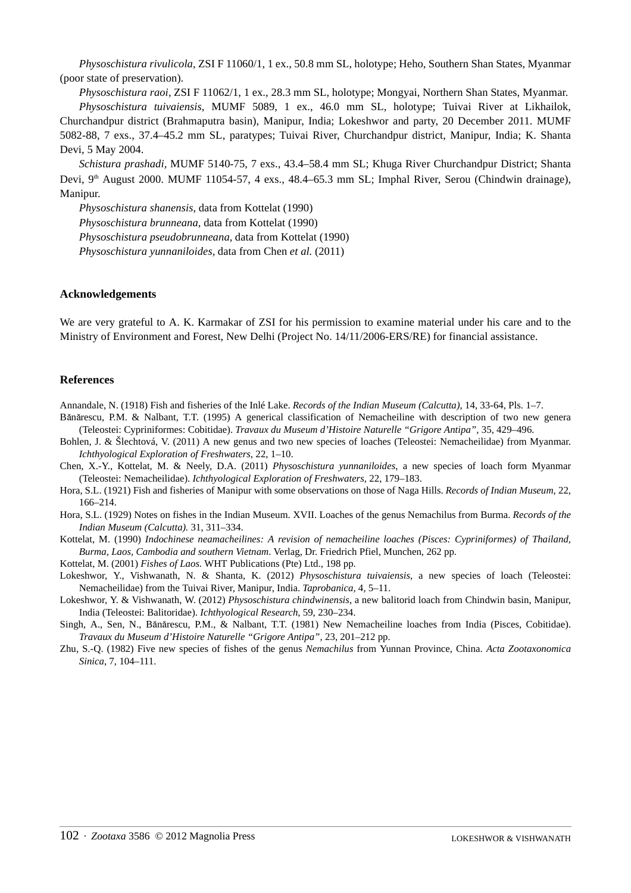*Physoschistura rivulicola*, ZSI F 11060/1, 1 ex., 50.8 mm SL, holotype; Heho, Southern Shan States, Myanmar (poor state of preservation).

*Physoschistura raoi*, ZSI F 11062/1, 1 ex., 28.3 mm SL, holotype; Mongyai, Northern Shan States, Myanmar.

*Physoschistura tuivaiensis*, MUMF 5089, 1 ex., 46.0 mm SL, holotype; Tuivai River at Likhailok, Churchandpur district (Brahmaputra basin), Manipur, India; Lokeshwor and party, 20 December 2011. MUMF 5082-88, 7 exs., 37.4–45.2 mm SL, paratypes; Tuivai River, Churchandpur district, Manipur, India; K. Shanta Devi, 5 May 2004.

*Schistura prashadi*, MUMF 5140-75, 7 exs., 43.4–58.4 mm SL; Khuga River Churchandpur District; Shanta Devi, 9th August 2000. MUMF 11054-57, 4 exs., 48.4–65.3 mm SL; Imphal River, Serou (Chindwin drainage), Manipur.

*Physoschistura shanensis*, data from Kottelat (1990)

*Physoschistura brunneana*, data from Kottelat (1990)

*Physoschistura pseudobrunneana*, data from Kottelat (1990)

*Physoschistura yunnaniloides*, data from Chen *et al.* (2011)

## Acknowledgements

We are very grateful to A. K. Karmakar of ZSI for his permission to examine material under his care and to the Ministry of Environment and Forest, New Delhi (Project No. 14/11/2006-ERS/RE) for financial assistance.

## References

Annandale, N. (1918) Fish and fisheries of the Inlé Lake. *Records of the Indian Museum (Calcutta)*, 14, 33-64, Pls. 1–7.

Bănărescu, P.M. & Nalbant, T.T. (1995) A generical classification of Nemacheiline with description of two new genera (Teleostei: Cypriniformes: Cobitidae). *Travaux du Museum d'Histoire Naturelle "Grigore Antipa"*, 35, 429–496.

Bohlen, J. & Šlechtová, V. (2011) A new genus and two new species of loaches (Teleostei: Nemacheilidae) from Myanmar. *Ichthyological Exploration of Freshwaters*, 22, 1–10.

Chen, X.-Y., Kottelat, M. & Neely, D.A. (2011) *Physoschistura yunnaniloides*, a new species of loach form Myanmar (Teleostei: Nemacheilidae). *Ichthyological Exploration of Freshwaters*, 22, 179–183.

Hora, S.L. (1921) Fish and fisheries of Manipur with some observations on those of Naga Hills. *Records of Indian Museum*, 22, 166–214.

Hora, S.L. (1929) Notes on fishes in the Indian Museum. XVII. Loaches of the genus Nemachilus from Burma. *Records of the Indian Museum (Calcutta).* 31, 311–334.

Kottelat, M. (1990) *Indochinese neamacheilines: A revision of nemacheiline loaches (Pisces: Cypriniformes) of Thailand, Burma, Laos, Cambodia and southern Vietnam*. Verlag, Dr. Friedrich Pfiel, Munchen, 262 pp.

Kottelat, M. (2001) *Fishes of Laos*. WHT Publications (Pte) Ltd., 198 pp.

Lokeshwor, Y., Vishwanath, N. & Shanta, K. (2012) *Physoschistura tuivaiensis*, a new species of loach (Teleostei: Nemacheilidae) from the Tuivai River, Manipur, India. *Taprobanica*, 4, 5–11.

Lokeshwor, Y. & Vishwanath, W. (2012) *Physoschistura chindwinensis*, a new balitorid loach from Chindwin basin, Manipur, India (Teleostei: Balitoridae). *Ichthyological Research*, 59, 230–234.

Singh, A., Sen, N., Bănărescu, P.M., & Nalbant, T.T. (1981) New Nemacheiline loaches from India (Pisces, Cobitidae). *Travaux du Museum d'Histoire Naturelle "Grigore Antipa"*, 23, 201–212 pp.

Zhu, S.-Q. (1982) Five new species of fishes of the genus *Nemachilus* from Yunnan Province, China. *Acta Zootaxonomica Sinica*, 7, 104–111.